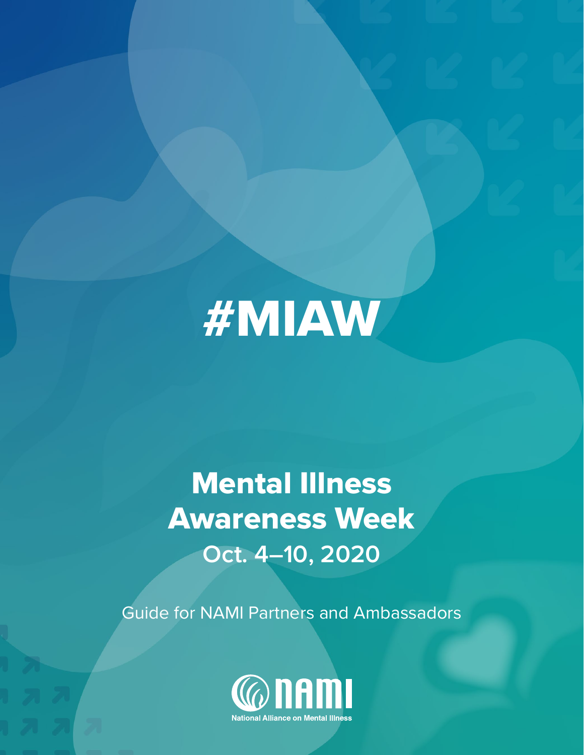# #MIAW

## Mental Illness Awareness Week

### Oct. 4–10, 2020

Guide for NAMI Partners and Ambassadors

NAMI

National Alliance on Mental Illness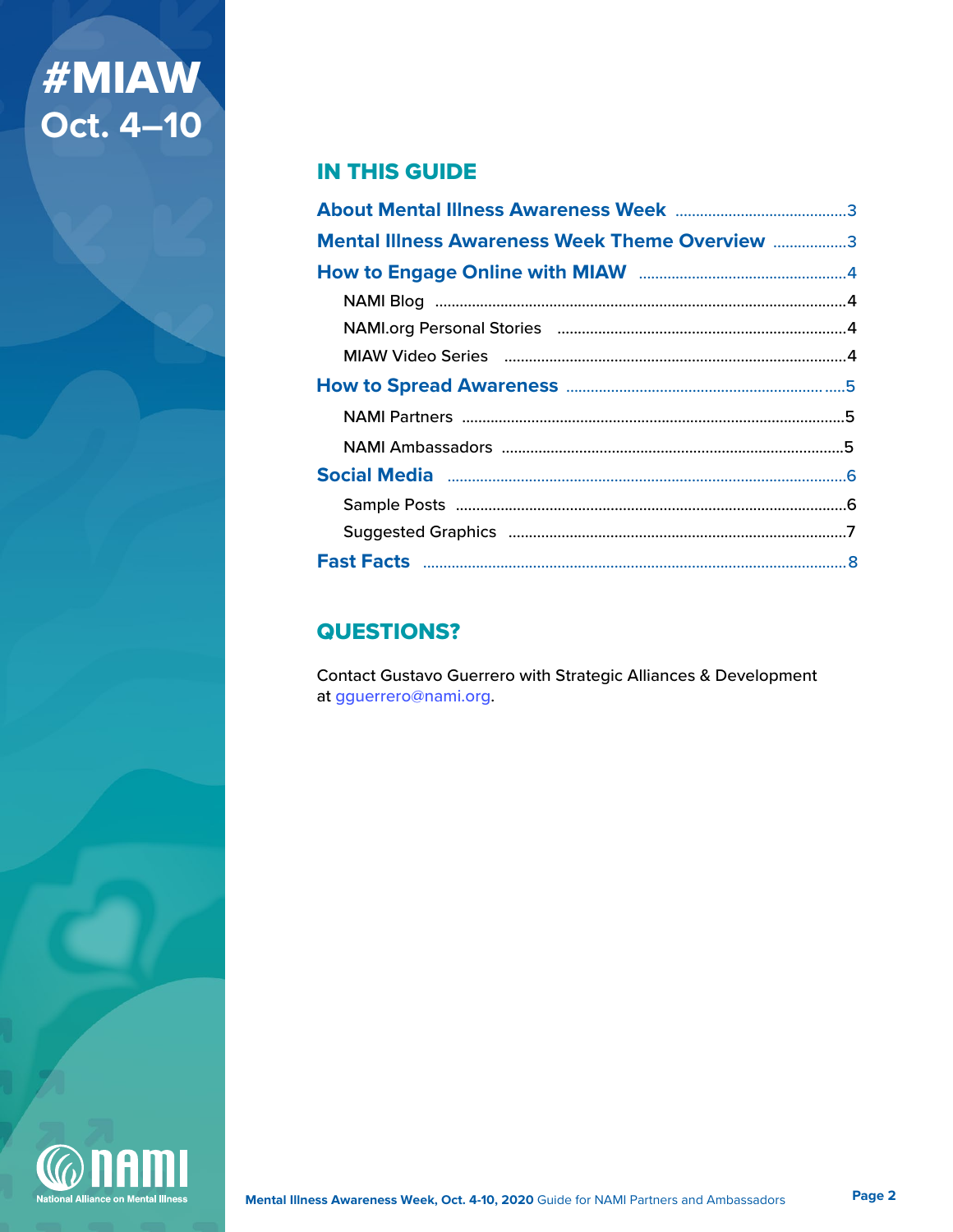#MIAW
Oct. 4–10

## IN THIS GUIDE

| Section | Page |
| --- | --- |
| **About Mental Illness Awareness Week** | 3 |
| **Mental Illness Awareness Week Theme Overview** | 3 |
| **How to Engage Online with MIAW** | 4 |
| NAMI Blog | 4 |
| NAMI.org Personal Stories | 4 |
| MIAW Video Series | 4 |
| **How to Spread Awareness** | 5 |
| NAMI Partners | 5 |
| NAMI Ambassadors | 5 |
| **Social Media** | 6 |
| Sample Posts | 6 |
| Suggested Graphics | 7 |
| **Fast Facts** | 8 |

## QUESTIONS?

Contact Gustavo Guerrero with Strategic Alliances & Development at gguerrero@nami.org.

NAMI
National Alliance on Mental Illness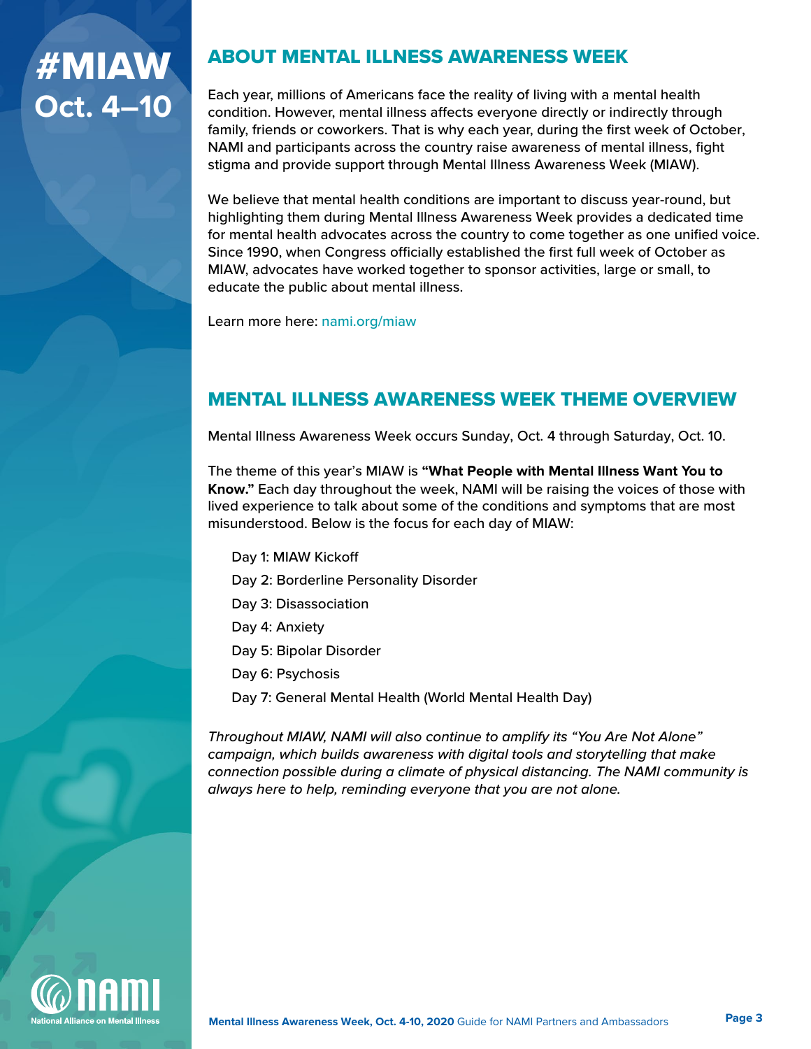#MIAW
Oct. 4–10

## ABOUT MENTAL ILLNESS AWARENESS WEEK

Each year, millions of Americans face the reality of living with a mental health condition. However, mental illness affects everyone directly or indirectly through family, friends or coworkers. That is why each year, during the first week of October, NAMI and participants across the country raise awareness of mental illness, fight stigma and provide support through Mental Illness Awareness Week (MIAW).

We believe that mental health conditions are important to discuss year-round, but highlighting them during Mental Illness Awareness Week provides a dedicated time for mental health advocates across the country to come together as one unified voice. Since 1990, when Congress officially established the first full week of October as MIAW, advocates have worked together to sponsor activities, large or small, to educate the public about mental illness.

Learn more here: nami.org/miaw

## MENTAL ILLNESS AWARENESS WEEK THEME OVERVIEW

Mental Illness Awareness Week occurs Sunday, Oct. 4 through Saturday, Oct. 10.

The theme of this year's MIAW is **"What People with Mental Illness Want You to Know."** Each day throughout the week, NAMI will be raising the voices of those with lived experience to talk about some of the conditions and symptoms that are most misunderstood. Below is the focus for each day of MIAW:

- Day 1: MIAW Kickoff
- Day 2: Borderline Personality Disorder
- Day 3: Disassociation
- Day 4: Anxiety
- Day 5: Bipolar Disorder
- Day 6: Psychosis
- Day 7: General Mental Health (World Mental Health Day)

*Throughout MIAW, NAMI will also continue to amplify its "You Are Not Alone" campaign, which builds awareness with digital tools and storytelling that make connection possible during a climate of physical distancing. The NAMI community is always here to help, reminding everyone that you are not alone.*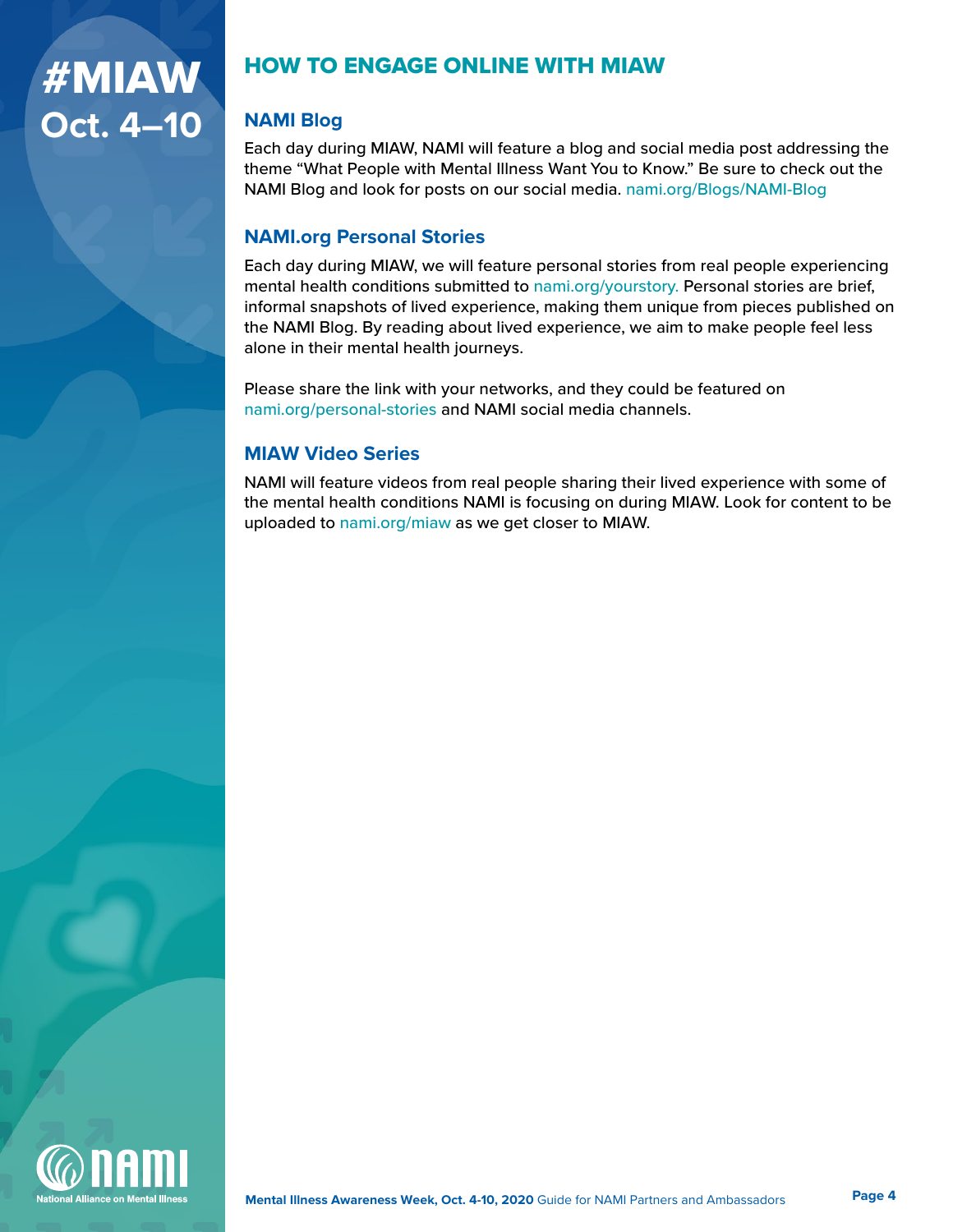#MIAW
Oct. 4–10

## HOW TO ENGAGE ONLINE WITH MIAW

### NAMI Blog

Each day during MIAW, NAMI will feature a blog and social media post addressing the theme "What People with Mental Illness Want You to Know." Be sure to check out the NAMI Blog and look for posts on our social media. nami.org/Blogs/NAMI-Blog

### NAMI.org Personal Stories

Each day during MIAW, we will feature personal stories from real people experiencing mental health conditions submitted to nami.org/yourstory. Personal stories are brief, informal snapshots of lived experience, making them unique from pieces published on the NAMI Blog. By reading about lived experience, we aim to make people feel less alone in their mental health journeys.

Please share the link with your networks, and they could be featured on nami.org/personal-stories and NAMI social media channels.

### MIAW Video Series

NAMI will feature videos from real people sharing their lived experience with some of the mental health conditions NAMI is focusing on during MIAW. Look for content to be uploaded to nami.org/miaw as we get closer to MIAW.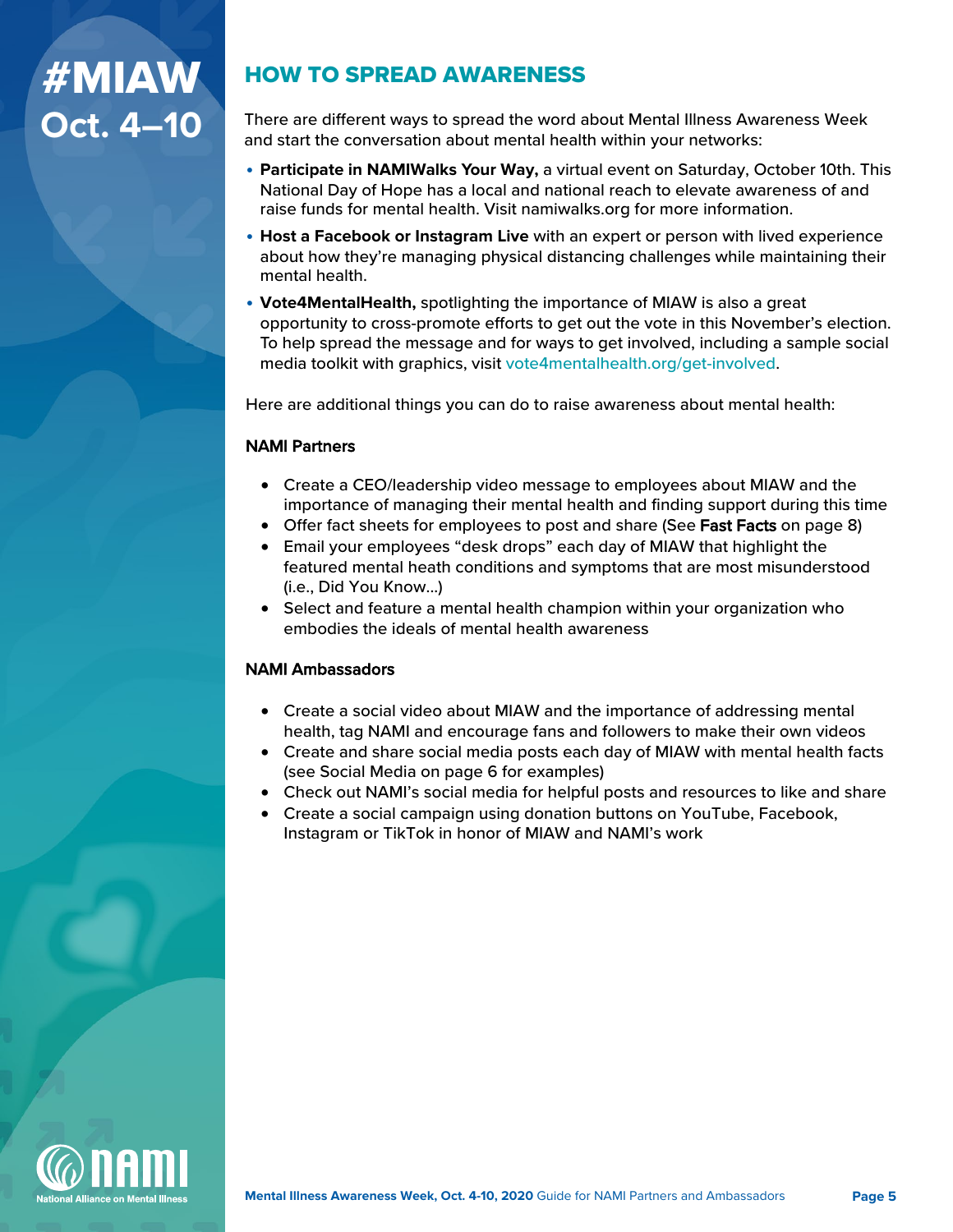# #MIAW Oct. 4–10

## HOW TO SPREAD AWARENESS

There are different ways to spread the word about Mental Illness Awareness Week and start the conversation about mental health within your networks:

- **Participate in NAMIWalks Your Way,** a virtual event on Saturday, October 10th. This National Day of Hope has a local and national reach to elevate awareness of and raise funds for mental health. Visit namiwalks.org for more information.
- **Host a Facebook or Instagram Live** with an expert or person with lived experience about how they're managing physical distancing challenges while maintaining their mental health.
- **Vote4MentalHealth,** spotlighting the importance of MIAW is also a great opportunity to cross-promote efforts to get out the vote in this November's election. To help spread the message and for ways to get involved, including a sample social media toolkit with graphics, visit vote4mentalhealth.org/get-involved.

Here are additional things you can do to raise awareness about mental health:

### NAMI Partners

- Create a CEO/leadership video message to employees about MIAW and the importance of managing their mental health and finding support during this time
- Offer fact sheets for employees to post and share (See **Fast Facts** on page 8)
- Email your employees "desk drops" each day of MIAW that highlight the featured mental heath conditions and symptoms that are most misunderstood (i.e., Did You Know…)
- Select and feature a mental health champion within your organization who embodies the ideals of mental health awareness

### NAMI Ambassadors

- Create a social video about MIAW and the importance of addressing mental health, tag NAMI and encourage fans and followers to make their own videos
- Create and share social media posts each day of MIAW with mental health facts (see Social Media on page 6 for examples)
- Check out NAMI's social media for helpful posts and resources to like and share
- Create a social campaign using donation buttons on YouTube, Facebook, Instagram or TikTok in honor of MIAW and NAMI's work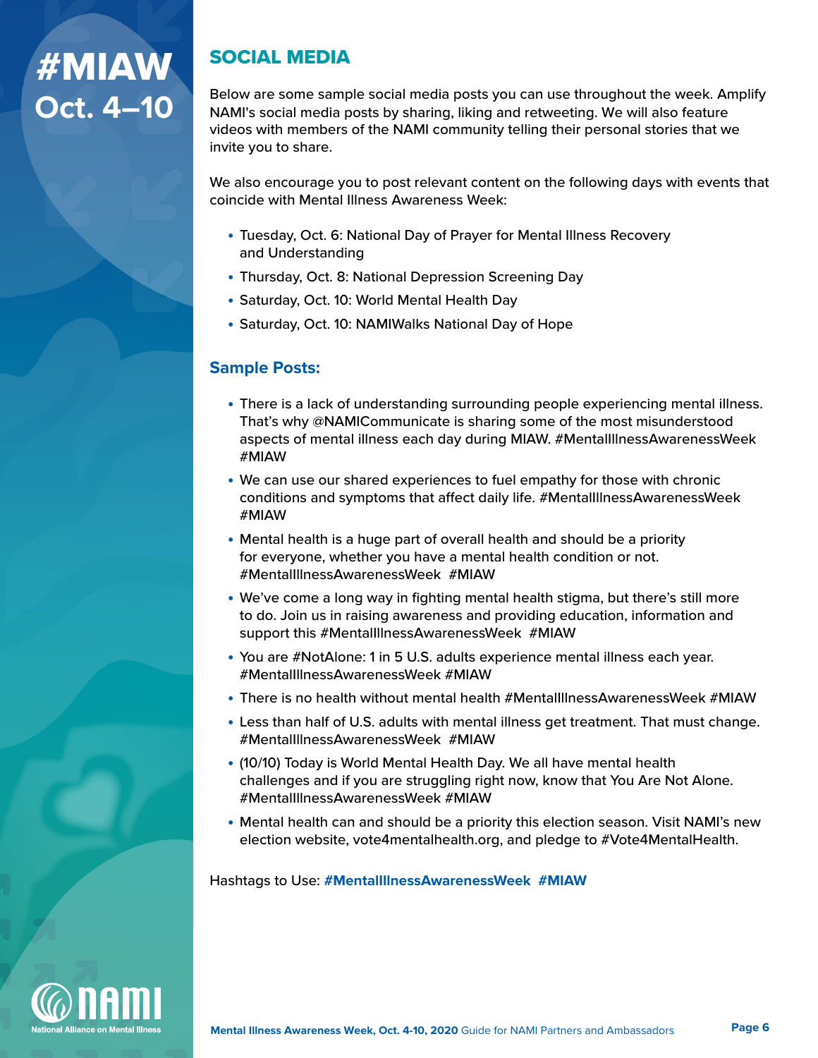# #MIAW Oct. 4–10

## SOCIAL MEDIA

Below are some sample social media posts you can use throughout the week. Amplify NAMI's social media posts by sharing, liking and retweeting. We will also feature videos with members of the NAMI community telling their personal stories that we invite you to share.

We also encourage you to post relevant content on the following days with events that coincide with Mental Illness Awareness Week:

- Tuesday, Oct. 6: National Day of Prayer for Mental Illness Recovery and Understanding
- Thursday, Oct. 8: National Depression Screening Day
- Saturday, Oct. 10: World Mental Health Day
- Saturday, Oct. 10: NAMIWalks National Day of Hope

### Sample Posts:

- There is a lack of understanding surrounding people experiencing mental illness. That's why @NAMICommunicate is sharing some of the most misunderstood aspects of mental illness each day during MIAW. #MentalIllnessAwarenessWeek #MIAW
- We can use our shared experiences to fuel empathy for those with chronic conditions and symptoms that affect daily life. #MentalIllnessAwarenessWeek #MIAW
- Mental health is a huge part of overall health and should be a priority for everyone, whether you have a mental health condition or not. #MentalIllnessAwarenessWeek #MIAW
- We've come a long way in fighting mental health stigma, but there's still more to do. Join us in raising awareness and providing education, information and support this #MentalIllnessAwarenessWeek #MIAW
- You are #NotAlone: 1 in 5 U.S. adults experience mental illness each year. #MentalIllnessAwarenessWeek #MIAW
- There is no health without mental health #MentalIllnessAwarenessWeek #MIAW
- Less than half of U.S. adults with mental illness get treatment. That must change. #MentalIllnessAwarenessWeek #MIAW
- (10/10) Today is World Mental Health Day. We all have mental health challenges and if you are struggling right now, know that You Are Not Alone. #MentalIllnessAwarenessWeek #MIAW
- Mental health can and should be a priority this election season. Visit NAMI's new election website, vote4mentalhealth.org, and pledge to #Vote4MentalHealth.

Hashtags to Use: **#MentalIllnessAwarenessWeek #MIAW**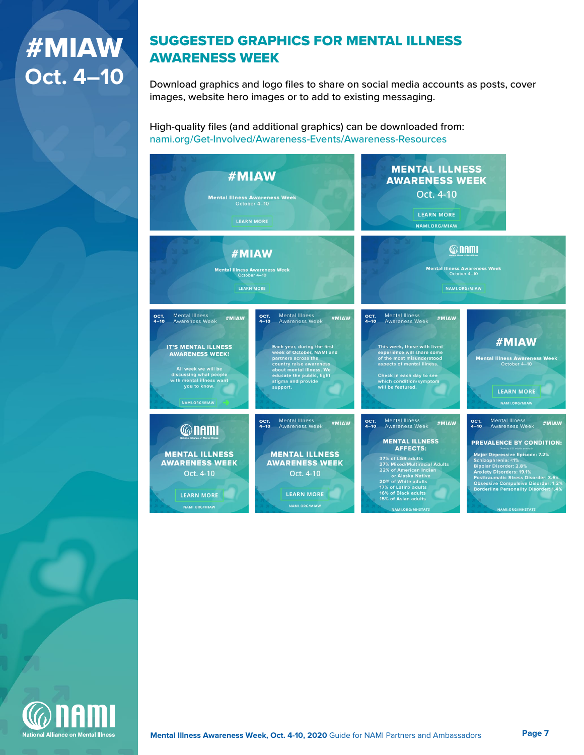# #MIAW Oct. 4–10

## SUGGESTED GRAPHICS FOR MENTAL ILLNESS AWARENESS WEEK

Download graphics and logo files to share on social media accounts as posts, cover images, website hero images or to add to existing messaging.

High-quality files (and additional graphics) can be downloaded from: nami.org/Get-Involved/Awareness-Events/Awareness-Resources

#MIAW
Mental Illness Awareness Week
October 4–10
LEARN MORE

MENTAL ILLNESS AWARENESS WEEK
Oct. 4-10
LEARN MORE
NAMI.ORG/MIAW

#MIAW
Mental Illness Awareness Week
October 4–10
LEARN MORE

NAMI
Mental Illness Awareness Week
October 4–10
NAMI.ORG/MIAW

OCT. 4–10 Mental Illness Awareness Week #MIAW
IT'S MENTAL ILLNESS AWARENESS WEEK!
All week we will be discussing what people with mental illness want you to know.
NAMI.ORG/MIAW

OCT. 4–10 Mental Illness Awareness Week #MIAW
Each year, during the first week of October, NAMI and partners across the country raise awareness about mental illness. We educate the public, fight stigma and provide support.

OCT. 4–10 Mental Illness Awareness Week #MIAW
This week, those with lived experience will share some of the most misunderstood aspects of mental illness.
Check in each day to see which condition/symptom will be featured.

#MIAW
Mental Illness Awareness Week
October 4–10
LEARN MORE
NAMI.ORG/MIAW

NAMI
MENTAL ILLNESS AWARENESS WEEK
Oct. 4-10
LEARN MORE
NAMI.ORG/MIAW

OCT. 4–10 Mental Illness Awareness Week #MIAW
MENTAL ILLNESS AWARENESS WEEK
Oct. 4-10
LEARN MORE
NAMI.ORG/MIAW

OCT. 4–10 Mental Illness Awareness Week #MIAW
MENTAL ILLNESS AFFECTS:
37% of LGB adults
27% Mixed/Multiracial Adults
22% of American Indian or Alaska Native
20% of White adults
17% of Latinx adults
16% of Black adults
15% of Asian adults
NAMI.ORG/MHSTATS

OCT. 4–10 Mental Illness Awareness Week #MIAW
PREVALENCE BY CONDITION:
Major Depressive Episode: 7.2%
Schizophrenia: <1%
Bipolar Disorder: 2.8%
Anxiety Disorders: 19.1%
Posttraumatic Stress Disorder: 3.6%
Obsessive Compulsive Disorder: 1.2%
Borderline Personality Disorder: 1.4%
NAMI.ORG/MHSTATS

NAMI National Alliance on Mental Illness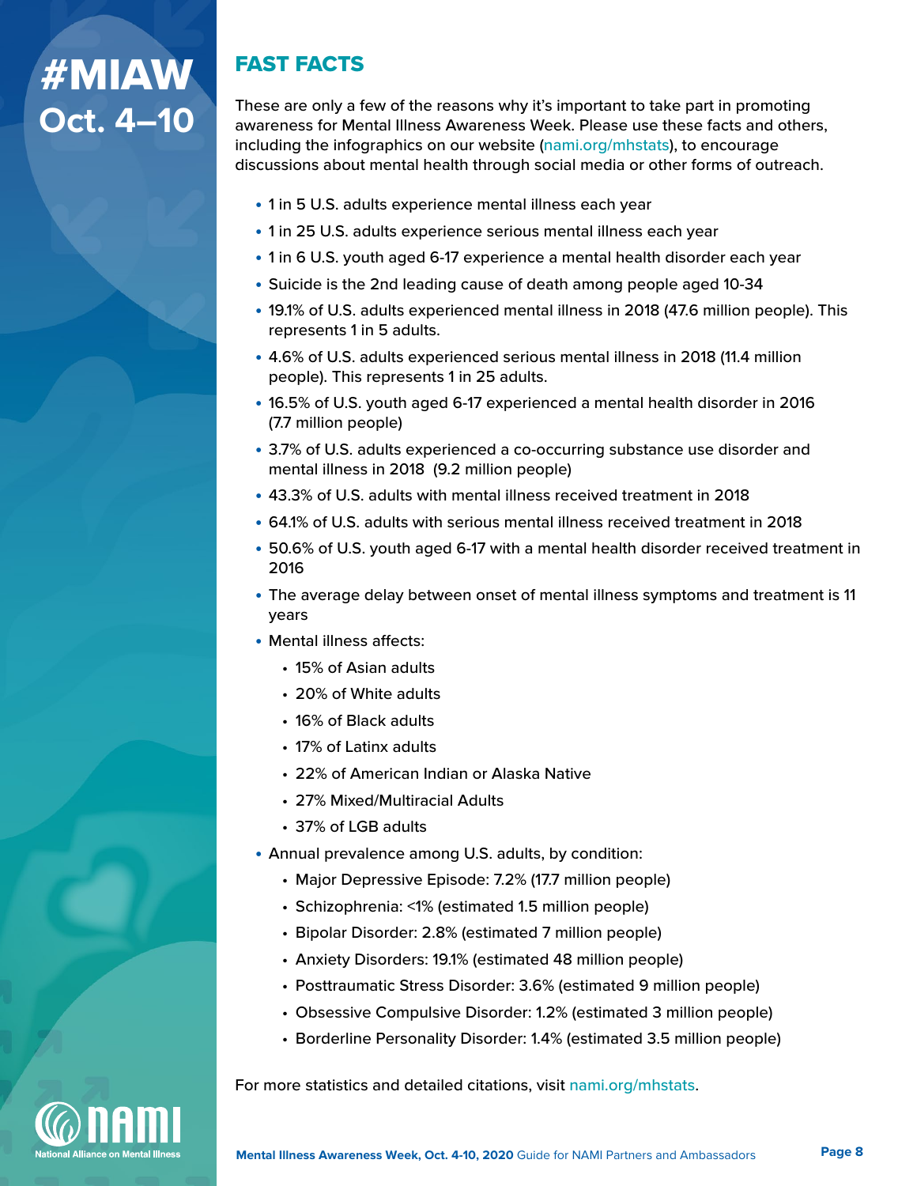#MIAW
Oct. 4–10

## FAST FACTS

These are only a few of the reasons why it's important to take part in promoting awareness for Mental Illness Awareness Week. Please use these facts and others, including the infographics on our website (nami.org/mhstats), to encourage discussions about mental health through social media or other forms of outreach.

- 1 in 5 U.S. adults experience mental illness each year
- 1 in 25 U.S. adults experience serious mental illness each year
- 1 in 6 U.S. youth aged 6-17 experience a mental health disorder each year
- Suicide is the 2nd leading cause of death among people aged 10-34
- 19.1% of U.S. adults experienced mental illness in 2018 (47.6 million people). This represents 1 in 5 adults.
- 4.6% of U.S. adults experienced serious mental illness in 2018 (11.4 million people). This represents 1 in 25 adults.
- 16.5% of U.S. youth aged 6-17 experienced a mental health disorder in 2016 (7.7 million people)
- 3.7% of U.S. adults experienced a co-occurring substance use disorder and mental illness in 2018 (9.2 million people)
- 43.3% of U.S. adults with mental illness received treatment in 2018
- 64.1% of U.S. adults with serious mental illness received treatment in 2018
- 50.6% of U.S. youth aged 6-17 with a mental health disorder received treatment in 2016
- The average delay between onset of mental illness symptoms and treatment is 11 years
- Mental illness affects:
  - 15% of Asian adults
  - 20% of White adults
  - 16% of Black adults
  - 17% of Latinx adults
  - 22% of American Indian or Alaska Native
  - 27% Mixed/Multiracial Adults
  - 37% of LGB adults
- Annual prevalence among U.S. adults, by condition:
  - Major Depressive Episode: 7.2% (17.7 million people)
  - Schizophrenia: <1% (estimated 1.5 million people)
  - Bipolar Disorder: 2.8% (estimated 7 million people)
  - Anxiety Disorders: 19.1% (estimated 48 million people)
  - Posttraumatic Stress Disorder: 3.6% (estimated 9 million people)
  - Obsessive Compulsive Disorder: 1.2% (estimated 3 million people)
  - Borderline Personality Disorder: 1.4% (estimated 3.5 million people)

For more statistics and detailed citations, visit nami.org/mhstats.

NAMI
National Alliance on Mental Illness